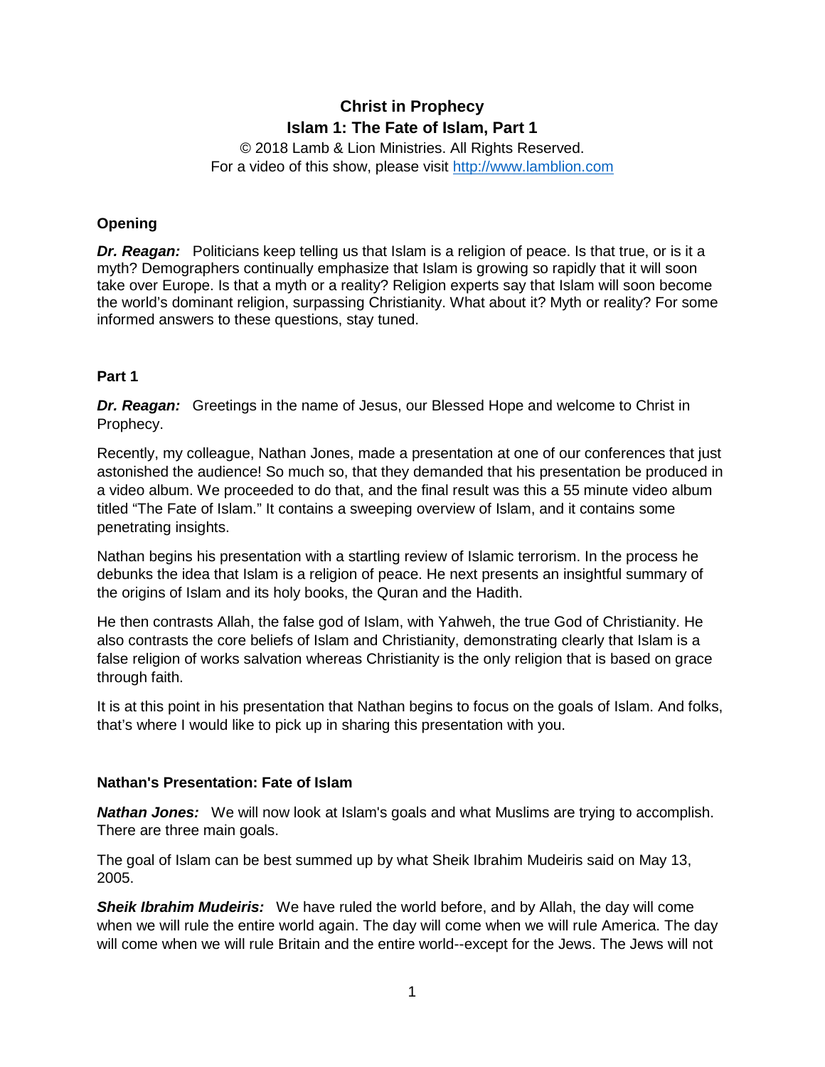# Christ in Prophecy

## Islam 1: The Fate of Islam, Part 1

© 2018 Lamb & Lion Ministries. All Rights Reserved.
For a video of this show, please visit http://www.lamblion.com

### Opening

***Dr. Reagan:*** Politicians keep telling us that Islam is a religion of peace. Is that true, or is it a myth? Demographers continually emphasize that Islam is growing so rapidly that it will soon take over Europe. Is that a myth or a reality? Religion experts say that Islam will soon become the world's dominant religion, surpassing Christianity. What about it? Myth or reality? For some informed answers to these questions, stay tuned.

### Part 1

***Dr. Reagan:*** Greetings in the name of Jesus, our Blessed Hope and welcome to Christ in Prophecy.

Recently, my colleague, Nathan Jones, made a presentation at one of our conferences that just astonished the audience! So much so, that they demanded that his presentation be produced in a video album. We proceeded to do that, and the final result was this a 55 minute video album titled "The Fate of Islam." It contains a sweeping overview of Islam, and it contains some penetrating insights.

Nathan begins his presentation with a startling review of Islamic terrorism. In the process he debunks the idea that Islam is a religion of peace. He next presents an insightful summary of the origins of Islam and its holy books, the Quran and the Hadith.

He then contrasts Allah, the false god of Islam, with Yahweh, the true God of Christianity. He also contrasts the core beliefs of Islam and Christianity, demonstrating clearly that Islam is a false religion of works salvation whereas Christianity is the only religion that is based on grace through faith.

It is at this point in his presentation that Nathan begins to focus on the goals of Islam. And folks, that's where I would like to pick up in sharing this presentation with you.

### Nathan's Presentation: Fate of Islam

***Nathan Jones:*** We will now look at Islam's goals and what Muslims are trying to accomplish. There are three main goals.

The goal of Islam can be best summed up by what Sheik Ibrahim Mudeiris said on May 13, 2005.

***Sheik Ibrahim Mudeiris:*** We have ruled the world before, and by Allah, the day will come when we will rule the entire world again. The day will come when we will rule America. The day will come when we will rule Britain and the entire world--except for the Jews. The Jews will not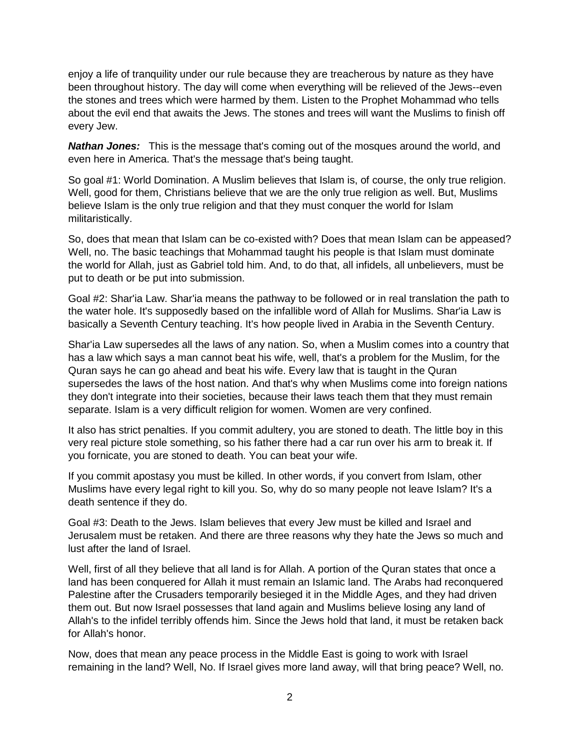enjoy a life of tranquility under our rule because they are treacherous by nature as they have been throughout history. The day will come when everything will be relieved of the Jews--even the stones and trees which were harmed by them. Listen to the Prophet Mohammad who tells about the evil end that awaits the Jews. The stones and trees will want the Muslims to finish off every Jew.

***Nathan Jones:*** This is the message that's coming out of the mosques around the world, and even here in America. That's the message that's being taught.

So goal #1: World Domination. A Muslim believes that Islam is, of course, the only true religion. Well, good for them, Christians believe that we are the only true religion as well. But, Muslims believe Islam is the only true religion and that they must conquer the world for Islam militaristically.

So, does that mean that Islam can be co-existed with? Does that mean Islam can be appeased? Well, no. The basic teachings that Mohammad taught his people is that Islam must dominate the world for Allah, just as Gabriel told him. And, to do that, all infidels, all unbelievers, must be put to death or be put into submission.

Goal #2: Shar'ia Law. Shar'ia means the pathway to be followed or in real translation the path to the water hole. It's supposedly based on the infallible word of Allah for Muslims. Shar'ia Law is basically a Seventh Century teaching. It's how people lived in Arabia in the Seventh Century.

Shar'ia Law supersedes all the laws of any nation. So, when a Muslim comes into a country that has a law which says a man cannot beat his wife, well, that's a problem for the Muslim, for the Quran says he can go ahead and beat his wife. Every law that is taught in the Quran supersedes the laws of the host nation. And that's why when Muslims come into foreign nations they don't integrate into their societies, because their laws teach them that they must remain separate. Islam is a very difficult religion for women. Women are very confined.

It also has strict penalties. If you commit adultery, you are stoned to death. The little boy in this very real picture stole something, so his father there had a car run over his arm to break it. If you fornicate, you are stoned to death. You can beat your wife.

If you commit apostasy you must be killed. In other words, if you convert from Islam, other Muslims have every legal right to kill you. So, why do so many people not leave Islam? It's a death sentence if they do.

Goal #3: Death to the Jews. Islam believes that every Jew must be killed and Israel and Jerusalem must be retaken. And there are three reasons why they hate the Jews so much and lust after the land of Israel.

Well, first of all they believe that all land is for Allah. A portion of the Quran states that once a land has been conquered for Allah it must remain an Islamic land. The Arabs had reconquered Palestine after the Crusaders temporarily besieged it in the Middle Ages, and they had driven them out. But now Israel possesses that land again and Muslims believe losing any land of Allah's to the infidel terribly offends him. Since the Jews hold that land, it must be retaken back for Allah's honor.

Now, does that mean any peace process in the Middle East is going to work with Israel remaining in the land? Well, No. If Israel gives more land away, will that bring peace? Well, no.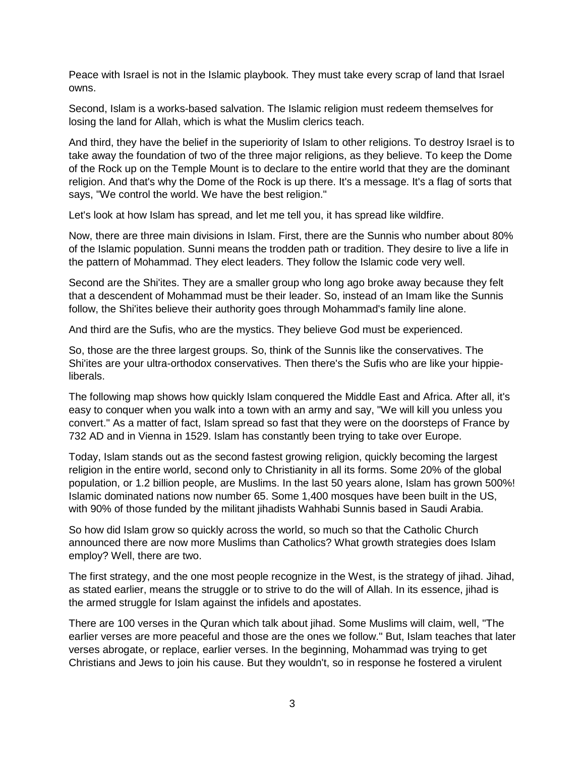Peace with Israel is not in the Islamic playbook. They must take every scrap of land that Israel owns.

Second, Islam is a works-based salvation. The Islamic religion must redeem themselves for losing the land for Allah, which is what the Muslim clerics teach.

And third, they have the belief in the superiority of Islam to other religions. To destroy Israel is to take away the foundation of two of the three major religions, as they believe. To keep the Dome of the Rock up on the Temple Mount is to declare to the entire world that they are the dominant religion. And that's why the Dome of the Rock is up there. It's a message. It's a flag of sorts that says, "We control the world. We have the best religion."

Let's look at how Islam has spread, and let me tell you, it has spread like wildfire.

Now, there are three main divisions in Islam. First, there are the Sunnis who number about 80% of the Islamic population. Sunni means the trodden path or tradition. They desire to live a life in the pattern of Mohammad. They elect leaders. They follow the Islamic code very well.

Second are the Shi'ites. They are a smaller group who long ago broke away because they felt that a descendent of Mohammad must be their leader. So, instead of an Imam like the Sunnis follow, the Shi'ites believe their authority goes through Mohammad's family line alone.

And third are the Sufis, who are the mystics. They believe God must be experienced.

So, those are the three largest groups. So, think of the Sunnis like the conservatives. The Shi'ites are your ultra-orthodox conservatives. Then there's the Sufis who are like your hippie-liberals.

The following map shows how quickly Islam conquered the Middle East and Africa. After all, it's easy to conquer when you walk into a town with an army and say, "We will kill you unless you convert." As a matter of fact, Islam spread so fast that they were on the doorsteps of France by 732 AD and in Vienna in 1529. Islam has constantly been trying to take over Europe.

Today, Islam stands out as the second fastest growing religion, quickly becoming the largest religion in the entire world, second only to Christianity in all its forms. Some 20% of the global population, or 1.2 billion people, are Muslims. In the last 50 years alone, Islam has grown 500%! Islamic dominated nations now number 65. Some 1,400 mosques have been built in the US, with 90% of those funded by the militant jihadists Wahhabi Sunnis based in Saudi Arabia.

So how did Islam grow so quickly across the world, so much so that the Catholic Church announced there are now more Muslims than Catholics? What growth strategies does Islam employ? Well, there are two.

The first strategy, and the one most people recognize in the West, is the strategy of jihad. Jihad, as stated earlier, means the struggle or to strive to do the will of Allah. In its essence, jihad is the armed struggle for Islam against the infidels and apostates.

There are 100 verses in the Quran which talk about jihad. Some Muslims will claim, well, "The earlier verses are more peaceful and those are the ones we follow." But, Islam teaches that later verses abrogate, or replace, earlier verses. In the beginning, Mohammad was trying to get Christians and Jews to join his cause. But they wouldn't, so in response he fostered a virulent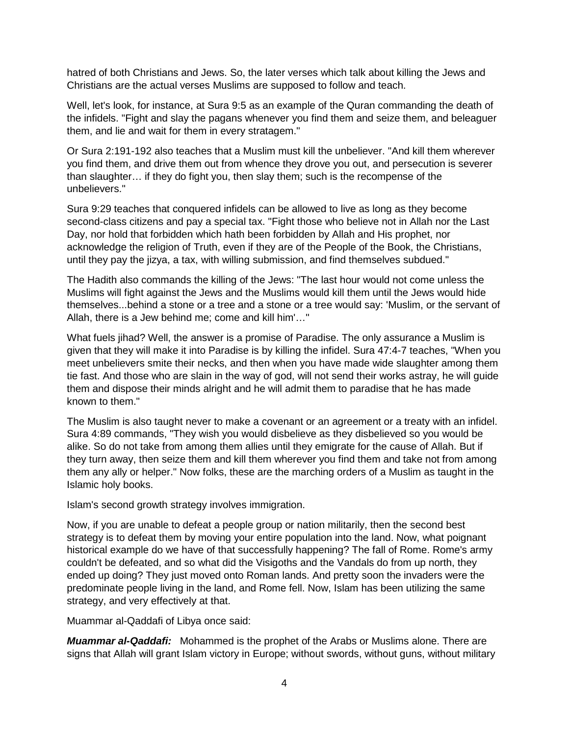hatred of both Christians and Jews. So, the later verses which talk about killing the Jews and Christians are the actual verses Muslims are supposed to follow and teach.

Well, let's look, for instance, at Sura 9:5 as an example of the Quran commanding the death of the infidels. "Fight and slay the pagans whenever you find them and seize them, and beleaguer them, and lie and wait for them in every stratagem."

Or Sura 2:191-192 also teaches that a Muslim must kill the unbeliever. "And kill them wherever you find them, and drive them out from whence they drove you out, and persecution is severer than slaughter… if they do fight you, then slay them; such is the recompense of the unbelievers."

Sura 9:29 teaches that conquered infidels can be allowed to live as long as they become second-class citizens and pay a special tax. "Fight those who believe not in Allah nor the Last Day, nor hold that forbidden which hath been forbidden by Allah and His prophet, nor acknowledge the religion of Truth, even if they are of the People of the Book, the Christians, until they pay the jizya, a tax, with willing submission, and find themselves subdued."

The Hadith also commands the killing of the Jews: "The last hour would not come unless the Muslims will fight against the Jews and the Muslims would kill them until the Jews would hide themselves...behind a stone or a tree and a stone or a tree would say: 'Muslim, or the servant of Allah, there is a Jew behind me; come and kill him'…"

What fuels jihad? Well, the answer is a promise of Paradise. The only assurance a Muslim is given that they will make it into Paradise is by killing the infidel. Sura 47:4-7 teaches, "When you meet unbelievers smite their necks, and then when you have made wide slaughter among them tie fast. And those who are slain in the way of god, will not send their works astray, he will guide them and dispose their minds alright and he will admit them to paradise that he has made known to them."

The Muslim is also taught never to make a covenant or an agreement or a treaty with an infidel. Sura 4:89 commands, "They wish you would disbelieve as they disbelieved so you would be alike. So do not take from among them allies until they emigrate for the cause of Allah. But if they turn away, then seize them and kill them wherever you find them and take not from among them any ally or helper." Now folks, these are the marching orders of a Muslim as taught in the Islamic holy books.

Islam's second growth strategy involves immigration.

Now, if you are unable to defeat a people group or nation militarily, then the second best strategy is to defeat them by moving your entire population into the land. Now, what poignant historical example do we have of that successfully happening? The fall of Rome. Rome's army couldn't be defeated, and so what did the Visigoths and the Vandals do from up north, they ended up doing? They just moved onto Roman lands. And pretty soon the invaders were the predominate people living in the land, and Rome fell. Now, Islam has been utilizing the same strategy, and very effectively at that.

Muammar al-Qaddafi of Libya once said:

***Muammar al-Qaddafi:*** Mohammed is the prophet of the Arabs or Muslims alone. There are signs that Allah will grant Islam victory in Europe; without swords, without guns, without military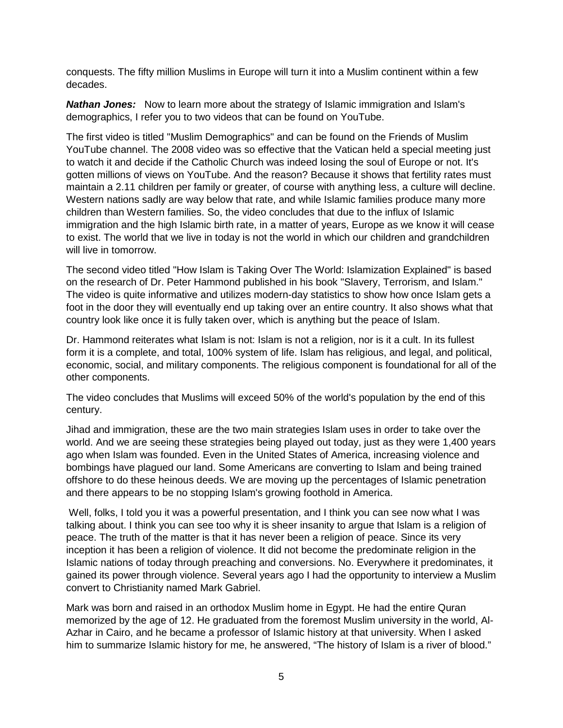conquests. The fifty million Muslims in Europe will turn it into a Muslim continent within a few decades.

***Nathan Jones:*** Now to learn more about the strategy of Islamic immigration and Islam's demographics, I refer you to two videos that can be found on YouTube.

The first video is titled "Muslim Demographics" and can be found on the Friends of Muslim YouTube channel. The 2008 video was so effective that the Vatican held a special meeting just to watch it and decide if the Catholic Church was indeed losing the soul of Europe or not. It's gotten millions of views on YouTube. And the reason? Because it shows that fertility rates must maintain a 2.11 children per family or greater, of course with anything less, a culture will decline. Western nations sadly are way below that rate, and while Islamic families produce many more children than Western families. So, the video concludes that due to the influx of Islamic immigration and the high Islamic birth rate, in a matter of years, Europe as we know it will cease to exist. The world that we live in today is not the world in which our children and grandchildren will live in tomorrow.

The second video titled "How Islam is Taking Over The World: Islamization Explained" is based on the research of Dr. Peter Hammond published in his book "Slavery, Terrorism, and Islam." The video is quite informative and utilizes modern-day statistics to show how once Islam gets a foot in the door they will eventually end up taking over an entire country. It also shows what that country look like once it is fully taken over, which is anything but the peace of Islam.

Dr. Hammond reiterates what Islam is not: Islam is not a religion, nor is it a cult. In its fullest form it is a complete, and total, 100% system of life. Islam has religious, and legal, and political, economic, social, and military components. The religious component is foundational for all of the other components.

The video concludes that Muslims will exceed 50% of the world's population by the end of this century.

Jihad and immigration, these are the two main strategies Islam uses in order to take over the world. And we are seeing these strategies being played out today, just as they were 1,400 years ago when Islam was founded. Even in the United States of America, increasing violence and bombings have plagued our land. Some Americans are converting to Islam and being trained offshore to do these heinous deeds. We are moving up the percentages of Islamic penetration and there appears to be no stopping Islam's growing foothold in America.

Well, folks, I told you it was a powerful presentation, and I think you can see now what I was talking about. I think you can see too why it is sheer insanity to argue that Islam is a religion of peace. The truth of the matter is that it has never been a religion of peace. Since its very inception it has been a religion of violence. It did not become the predominate religion in the Islamic nations of today through preaching and conversions. No. Everywhere it predominates, it gained its power through violence. Several years ago I had the opportunity to interview a Muslim convert to Christianity named Mark Gabriel.

Mark was born and raised in an orthodox Muslim home in Egypt. He had the entire Quran memorized by the age of 12. He graduated from the foremost Muslim university in the world, Al-Azhar in Cairo, and he became a professor of Islamic history at that university. When I asked him to summarize Islamic history for me, he answered, "The history of Islam is a river of blood."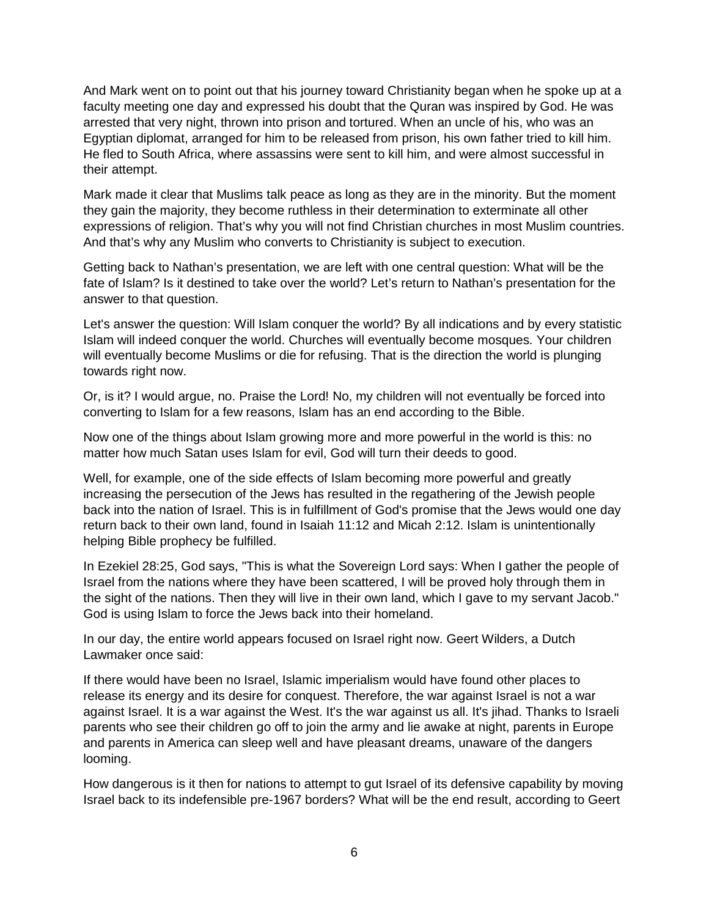And Mark went on to point out that his journey toward Christianity began when he spoke up at a faculty meeting one day and expressed his doubt that the Quran was inspired by God. He was arrested that very night, thrown into prison and tortured. When an uncle of his, who was an Egyptian diplomat, arranged for him to be released from prison, his own father tried to kill him. He fled to South Africa, where assassins were sent to kill him, and were almost successful in their attempt.

Mark made it clear that Muslims talk peace as long as they are in the minority. But the moment they gain the majority, they become ruthless in their determination to exterminate all other expressions of religion. That's why you will not find Christian churches in most Muslim countries. And that's why any Muslim who converts to Christianity is subject to execution.

Getting back to Nathan's presentation, we are left with one central question: What will be the fate of Islam? Is it destined to take over the world? Let's return to Nathan's presentation for the answer to that question.

Let's answer the question: Will Islam conquer the world? By all indications and by every statistic Islam will indeed conquer the world. Churches will eventually become mosques. Your children will eventually become Muslims or die for refusing. That is the direction the world is plunging towards right now.

Or, is it? I would argue, no. Praise the Lord! No, my children will not eventually be forced into converting to Islam for a few reasons, Islam has an end according to the Bible.

Now one of the things about Islam growing more and more powerful in the world is this: no matter how much Satan uses Islam for evil, God will turn their deeds to good.

Well, for example, one of the side effects of Islam becoming more powerful and greatly increasing the persecution of the Jews has resulted in the regathering of the Jewish people back into the nation of Israel. This is in fulfillment of God's promise that the Jews would one day return back to their own land, found in Isaiah 11:12 and Micah 2:12. Islam is unintentionally helping Bible prophecy be fulfilled.

In Ezekiel 28:25, God says, "This is what the Sovereign Lord says: When I gather the people of Israel from the nations where they have been scattered, I will be proved holy through them in the sight of the nations. Then they will live in their own land, which I gave to my servant Jacob." God is using Islam to force the Jews back into their homeland.

In our day, the entire world appears focused on Israel right now. Geert Wilders, a Dutch Lawmaker once said:

If there would have been no Israel, Islamic imperialism would have found other places to release its energy and its desire for conquest. Therefore, the war against Israel is not a war against Israel. It is a war against the West. It's the war against us all. It's jihad. Thanks to Israeli parents who see their children go off to join the army and lie awake at night, parents in Europe and parents in America can sleep well and have pleasant dreams, unaware of the dangers looming.

How dangerous is it then for nations to attempt to gut Israel of its defensive capability by moving Israel back to its indefensible pre-1967 borders? What will be the end result, according to Geert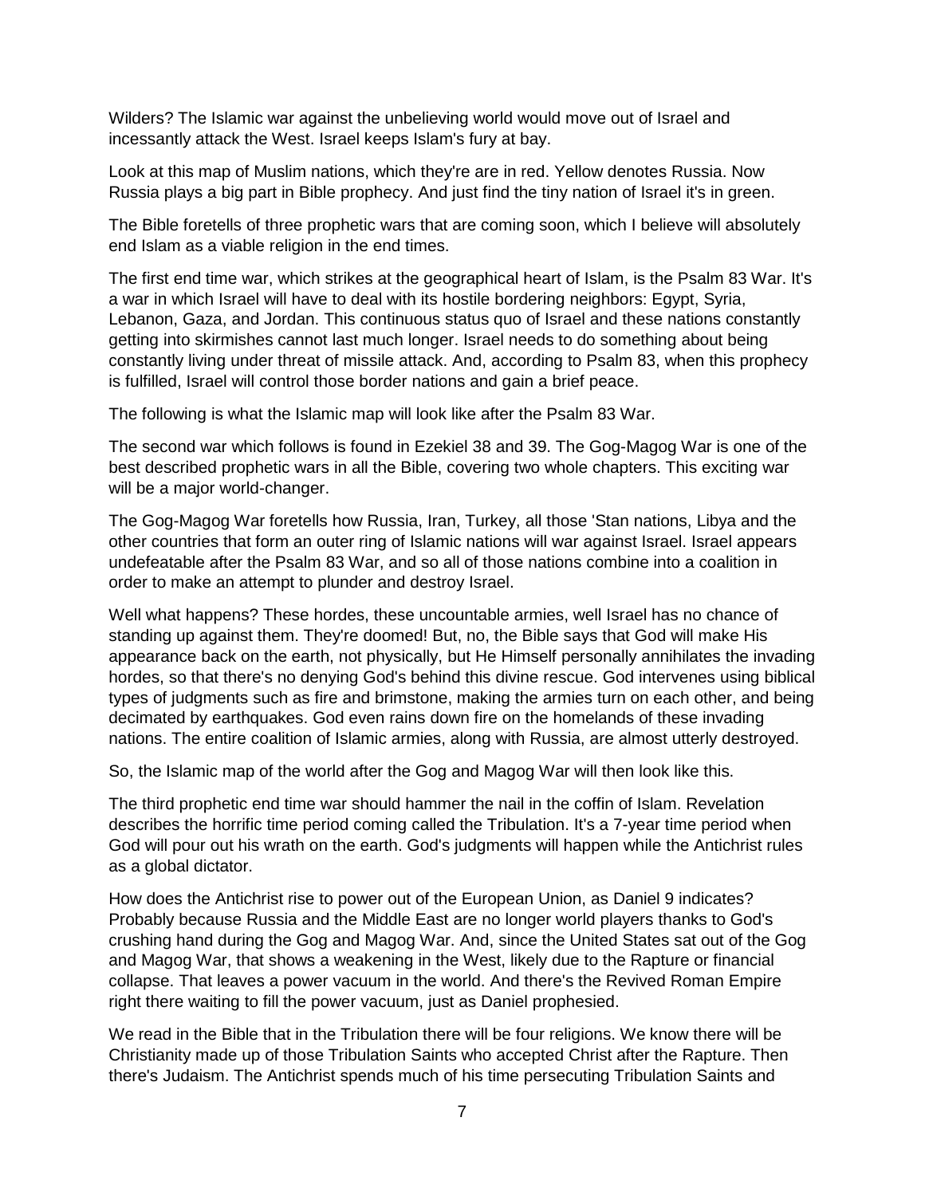Wilders? The Islamic war against the unbelieving world would move out of Israel and incessantly attack the West. Israel keeps Islam's fury at bay.

Look at this map of Muslim nations, which they're are in red. Yellow denotes Russia. Now Russia plays a big part in Bible prophecy. And just find the tiny nation of Israel it's in green.

The Bible foretells of three prophetic wars that are coming soon, which I believe will absolutely end Islam as a viable religion in the end times.

The first end time war, which strikes at the geographical heart of Islam, is the Psalm 83 War. It's a war in which Israel will have to deal with its hostile bordering neighbors: Egypt, Syria, Lebanon, Gaza, and Jordan. This continuous status quo of Israel and these nations constantly getting into skirmishes cannot last much longer. Israel needs to do something about being constantly living under threat of missile attack. And, according to Psalm 83, when this prophecy is fulfilled, Israel will control those border nations and gain a brief peace.

The following is what the Islamic map will look like after the Psalm 83 War.

The second war which follows is found in Ezekiel 38 and 39. The Gog-Magog War is one of the best described prophetic wars in all the Bible, covering two whole chapters. This exciting war will be a major world-changer.

The Gog-Magog War foretells how Russia, Iran, Turkey, all those 'Stan nations, Libya and the other countries that form an outer ring of Islamic nations will war against Israel. Israel appears undefeatable after the Psalm 83 War, and so all of those nations combine into a coalition in order to make an attempt to plunder and destroy Israel.

Well what happens? These hordes, these uncountable armies, well Israel has no chance of standing up against them. They're doomed! But, no, the Bible says that God will make His appearance back on the earth, not physically, but He Himself personally annihilates the invading hordes, so that there's no denying God's behind this divine rescue. God intervenes using biblical types of judgments such as fire and brimstone, making the armies turn on each other, and being decimated by earthquakes. God even rains down fire on the homelands of these invading nations. The entire coalition of Islamic armies, along with Russia, are almost utterly destroyed.

So, the Islamic map of the world after the Gog and Magog War will then look like this.

The third prophetic end time war should hammer the nail in the coffin of Islam. Revelation describes the horrific time period coming called the Tribulation. It's a 7-year time period when God will pour out his wrath on the earth. God's judgments will happen while the Antichrist rules as a global dictator.

How does the Antichrist rise to power out of the European Union, as Daniel 9 indicates? Probably because Russia and the Middle East are no longer world players thanks to God's crushing hand during the Gog and Magog War. And, since the United States sat out of the Gog and Magog War, that shows a weakening in the West, likely due to the Rapture or financial collapse. That leaves a power vacuum in the world. And there's the Revived Roman Empire right there waiting to fill the power vacuum, just as Daniel prophesied.

We read in the Bible that in the Tribulation there will be four religions. We know there will be Christianity made up of those Tribulation Saints who accepted Christ after the Rapture. Then there's Judaism. The Antichrist spends much of his time persecuting Tribulation Saints and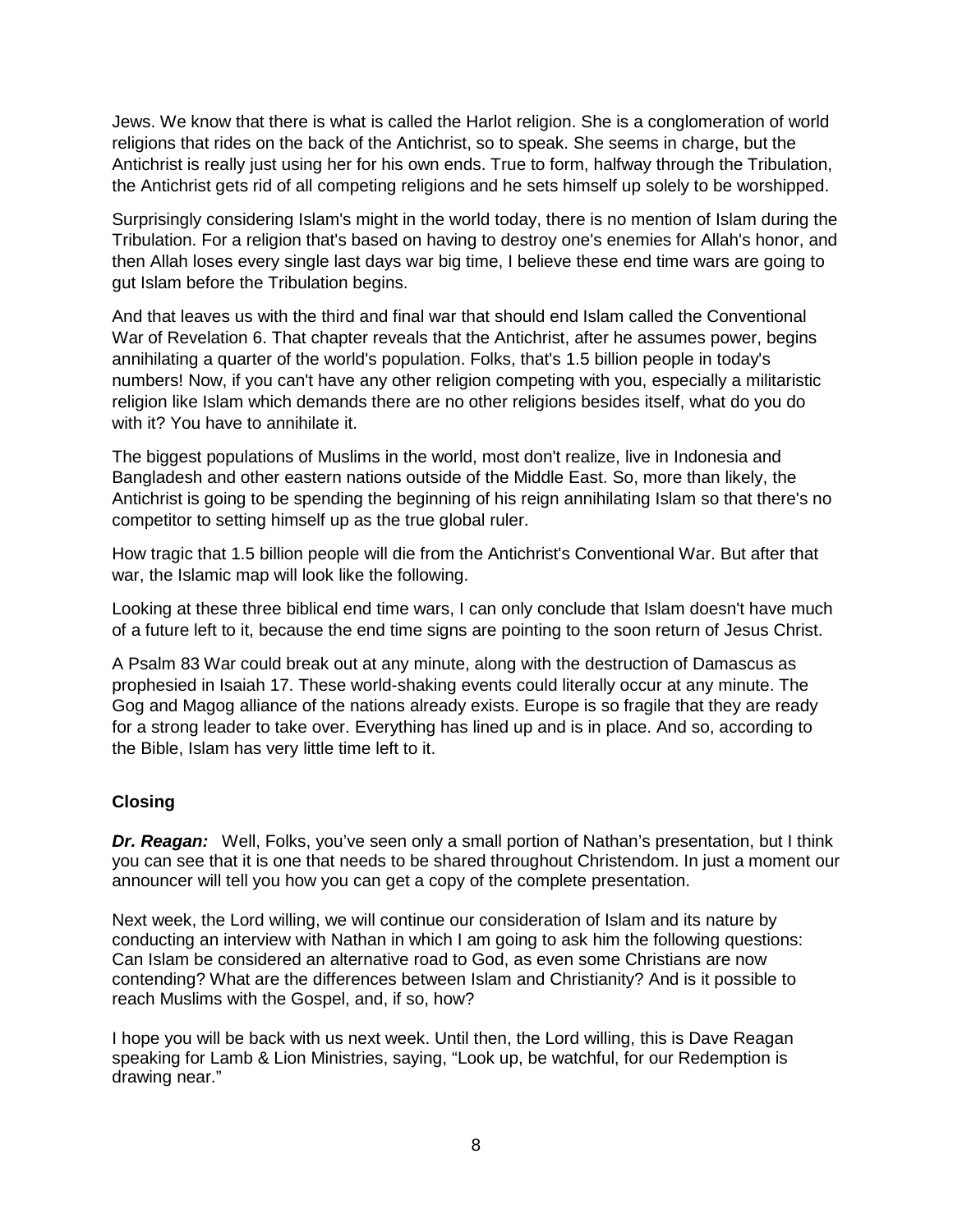Jews. We know that there is what is called the Harlot religion. She is a conglomeration of world religions that rides on the back of the Antichrist, so to speak. She seems in charge, but the Antichrist is really just using her for his own ends. True to form, halfway through the Tribulation, the Antichrist gets rid of all competing religions and he sets himself up solely to be worshipped.

Surprisingly considering Islam's might in the world today, there is no mention of Islam during the Tribulation. For a religion that's based on having to destroy one's enemies for Allah's honor, and then Allah loses every single last days war big time, I believe these end time wars are going to gut Islam before the Tribulation begins.

And that leaves us with the third and final war that should end Islam called the Conventional War of Revelation 6. That chapter reveals that the Antichrist, after he assumes power, begins annihilating a quarter of the world's population. Folks, that's 1.5 billion people in today's numbers! Now, if you can't have any other religion competing with you, especially a militaristic religion like Islam which demands there are no other religions besides itself, what do you do with it? You have to annihilate it.

The biggest populations of Muslims in the world, most don't realize, live in Indonesia and Bangladesh and other eastern nations outside of the Middle East. So, more than likely, the Antichrist is going to be spending the beginning of his reign annihilating Islam so that there's no competitor to setting himself up as the true global ruler.

How tragic that 1.5 billion people will die from the Antichrist's Conventional War. But after that war, the Islamic map will look like the following.

Looking at these three biblical end time wars, I can only conclude that Islam doesn't have much of a future left to it, because the end time signs are pointing to the soon return of Jesus Christ.

A Psalm 83 War could break out at any minute, along with the destruction of Damascus as prophesied in Isaiah 17. These world-shaking events could literally occur at any minute. The Gog and Magog alliance of the nations already exists. Europe is so fragile that they are ready for a strong leader to take over. Everything has lined up and is in place. And so, according to the Bible, Islam has very little time left to it.

### Closing

***Dr. Reagan:*** Well, Folks, you've seen only a small portion of Nathan's presentation, but I think you can see that it is one that needs to be shared throughout Christendom. In just a moment our announcer will tell you how you can get a copy of the complete presentation.

Next week, the Lord willing, we will continue our consideration of Islam and its nature by conducting an interview with Nathan in which I am going to ask him the following questions: Can Islam be considered an alternative road to God, as even some Christians are now contending? What are the differences between Islam and Christianity? And is it possible to reach Muslims with the Gospel, and, if so, how?

I hope you will be back with us next week. Until then, the Lord willing, this is Dave Reagan speaking for Lamb & Lion Ministries, saying, "Look up, be watchful, for our Redemption is drawing near."